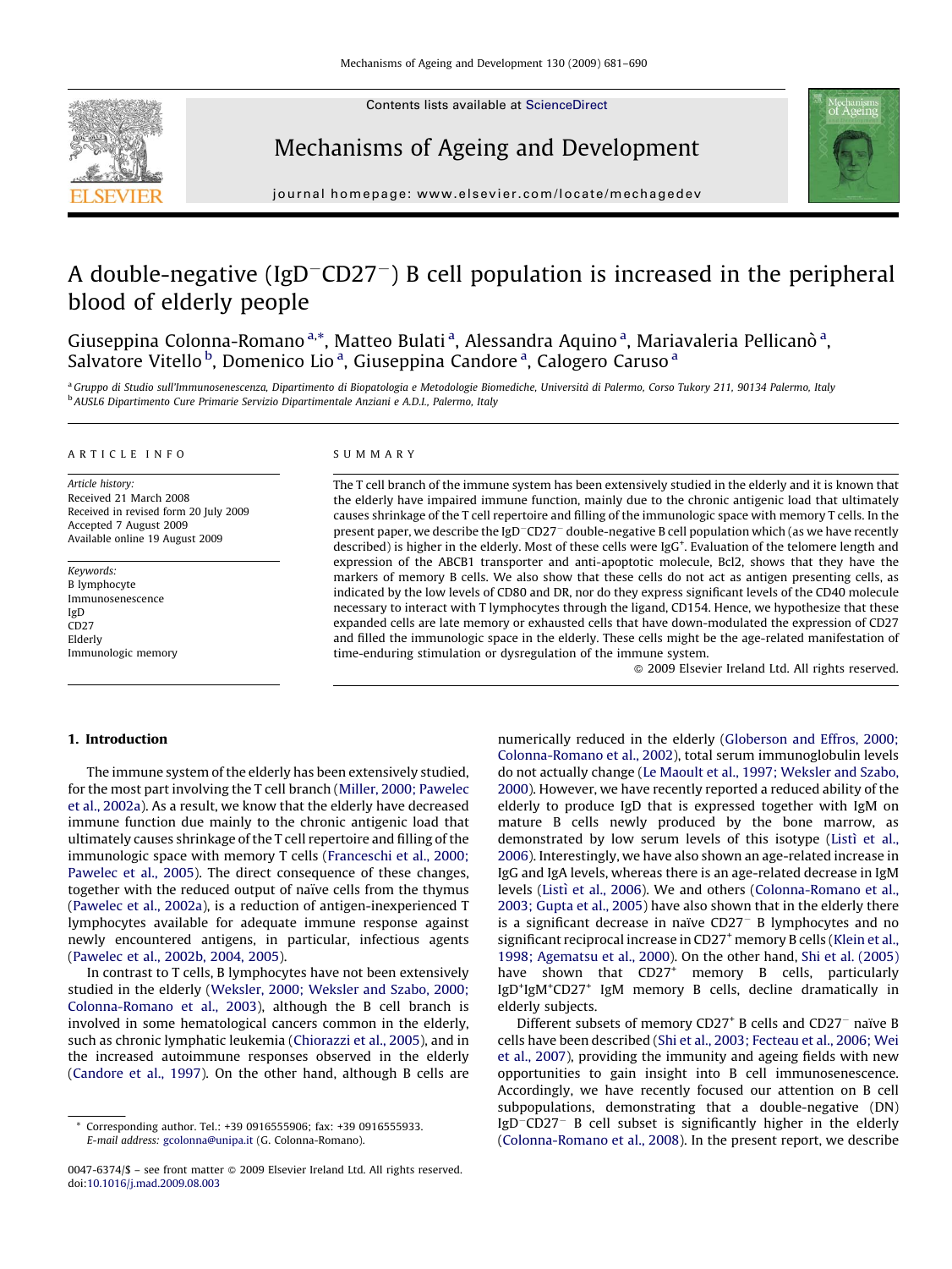# A double-negative ($IgD^-CD27^-$) B cell population is increased in the peripheral blood of elderly people

Giuseppina Colonna-Romano [a,*], Matteo Bulati [a], Alessandra Aquino [a], Mariavaleria Pellicanò [a], Salvatore Vitello [b], Domenico Lio [a], Giuseppina Candore [a], Calogero Caruso [a]

[a] Gruppo di Studio sull'Immunosenescenza, Dipartimento di Biopatologia e Metodologie Biomediche, Università di Palermo, Corso Tukory 211, 90134 Palermo, Italy
[b] AUSL6 Dipartimento Cure Primarie Servizio Dipartimentale Anziani e A.D.I., Palermo, Italy

## ARTICLE INFO

*Article history:*
Received 21 March 2008
Received in revised form 20 July 2009
Accepted 7 August 2009
Available online 19 August 2009

*Keywords:*
B lymphocyte
Immunosenescence
IgD
CD27
Elderly
Immunologic memory

## SUMMARY

The T cell branch of the immune system has been extensively studied in the elderly and it is known that the elderly have impaired immune function, mainly due to the chronic antigenic load that ultimately causes shrinkage of the T cell repertoire and filling of the immunologic space with memory T cells. In the present paper, we describe the $IgD^-CD27^-$ double-negative B cell population which (as we have recently described) is higher in the elderly. Most of these cells were $IgG^+$. Evaluation of the telomere length and expression of the ABCB1 transporter and anti-apoptotic molecule, Bcl2, shows that they have the markers of memory B cells. We also show that these cells do not act as antigen presenting cells, as indicated by the low levels of CD80 and DR, nor do they express significant levels of the CD40 molecule necessary to interact with T lymphocytes through the ligand, CD154. Hence, we hypothesize that these expanded cells are late memory or exhausted cells that have down-modulated the expression of CD27 and filled the immunologic space in the elderly. These cells might be the age-related manifestation of time-enduring stimulation or dysregulation of the immune system.

© 2009 Elsevier Ireland Ltd. All rights reserved.

## 1. Introduction

The immune system of the elderly has been extensively studied, for the most part involving the T cell branch (Miller, 2000; Pawelec et al., 2002a). As a result, we know that the elderly have decreased immune function due mainly to the chronic antigenic load that ultimately causes shrinkage of the T cell repertoire and filling of the immunologic space with memory T cells (Franceschi et al., 2000; Pawelec et al., 2005). The direct consequence of these changes, together with the reduced output of naïve cells from the thymus (Pawelec et al., 2002a), is a reduction of antigen-inexperienced T lymphocytes available for adequate immune response against newly encountered antigens, in particular, infectious agents (Pawelec et al., 2002b, 2004, 2005).

In contrast to T cells, B lymphocytes have not been extensively studied in the elderly (Weksler, 2000; Weksler and Szabo, 2000; Colonna-Romano et al., 2003), although the B cell branch is involved in some hematological cancers common in the elderly, such as chronic lymphatic leukemia (Chiorazzi et al., 2005), and in the increased autoimmune responses observed in the elderly (Candore et al., 1997). On the other hand, although B cells are numerically reduced in the elderly (Globerson and Effros, 2000; Colonna-Romano et al., 2002), total serum immunoglobulin levels do not actually change (Le Maoult et al., 1997; Weksler and Szabo, 2000). However, we have recently reported a reduced ability of the elderly to produce IgD that is expressed together with IgM on mature B cells newly produced by the bone marrow, as demonstrated by low serum levels of this isotype (Listì et al., 2006). Interestingly, we have also shown an age-related increase in IgG and IgA levels, whereas there is an age-related decrease in IgM levels (Listì et al., 2006). We and others (Colonna-Romano et al., 2003; Gupta et al., 2005) have also shown that in the elderly there is a significant decrease in naïve $CD27^-$ B lymphocytes and no significant reciprocal increase in $CD27^+$ memory B cells (Klein et al., 1998; Agematsu et al., 2000). On the other hand, Shi et al. (2005) have shown that $CD27^+$ memory B cells, particularly $IgD^+IgM^+CD27^+$ IgM memory B cells, decline dramatically in elderly subjects.

Different subsets of memory $CD27^+$ B cells and $CD27^-$ naïve B cells have been described (Shi et al., 2003; Fecteau et al., 2006; Wei et al., 2007), providing the immunity and ageing fields with new opportunities to gain insight into B cell immunosenescence. Accordingly, we have recently focused our attention on B cell subpopulations, demonstrating that a double-negative (DN) $IgD^-CD27^-$ B cell subset is significantly higher in the elderly (Colonna-Romano et al., 2008). In the present report, we describe

* Corresponding author. Tel.: +39 0916555906; fax: +39 0916555933.
E-mail address: gcolonna@unipa.it (G. Colonna-Romano).

0047-6374/$ – see front matter © 2009 Elsevier Ireland Ltd. All rights reserved.
doi:10.1016/j.mad.2009.08.003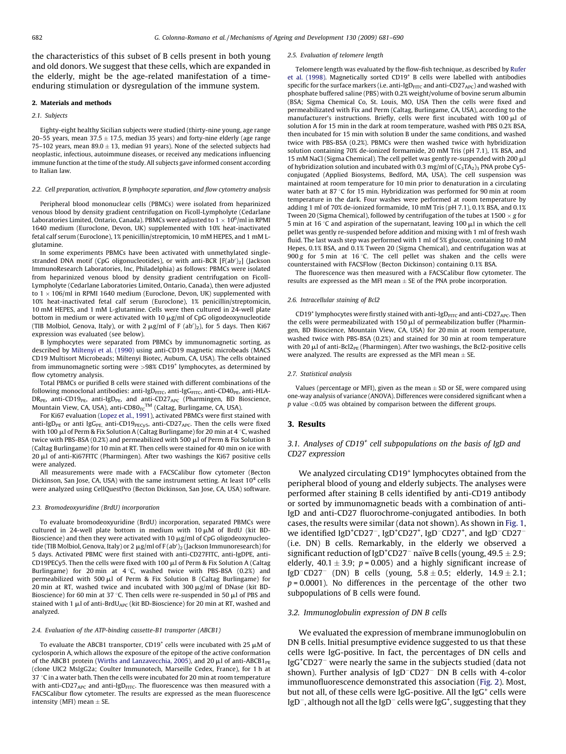the characteristics of this subset of B cells present in both young and old donors. We suggest that these cells, which are expanded in the elderly, might be the age-related manifestation of a time-enduring stimulation or dysregulation of the immune system.

## 2. Materials and methods

### 2.1. Subjects

Eighty-eight healthy Sicilian subjects were studied (thirty-nine young, age range 20–55 years, mean $37.5 \pm 17.5$, median 35 years) and forty-nine elderly (age range 75–102 years, mean $89.0 \pm 13$, median 91 years). None of the selected subjects had neoplastic, infectious, autoimmune diseases, or received any medications influencing immune function at the time of the study. All subjects gave informed consent according to Italian law.

### 2.2. Cell preparation, activation, B lymphocyte separation, and flow cytometry analysis

Peripheral blood mononuclear cells (PBMCs) were isolated from heparinized venous blood by density gradient centrifugation on Ficoll-Lympholyte (Cedarlane Laboratories Limited, Ontario, Canada). PBMCs were adjusted to $1 \times 10^6$/ml in RPMI 1640 medium (Euroclone, Devon, UK) supplemented with 10% heat-inactivated fetal calf serum (Euroclone), 1% penicillin/streptomicin, 10 mM HEPES, and 1 mM L-glutamine.

In some experiments PBMCs have been activated with unmethylated single-stranded DNA motif (CpG oligonucleotides), or with anti-BCR [F(ab′)$_2$] (Jackson ImmunoResearch Laboratories, Inc, Philadelphia) as follows: PBMCs were isolated from heparinized venous blood by density gradient centrifugation on Ficoll-Lympholyte (Cedarlane Laboratories Limited, Ontario, Canada), then were adjusted to 1 × 106/ml in RPMI 1640 medium (Euroclone, Devon, UK) supplemented with 10% heat-inactivated fetal calf serum (Euroclone), 1% penicillin/streptomicin, 10 mM HEPES, and 1 mM L-glutamine. Cells were then cultured in 24-well plate bottom in medium or were activated with 10 μg/ml of CpG oligodeoxynucleotide (TIB Molbiol, Genova, Italy), or with 2 μg/ml of F (ab′)$_2$), for 5 days. Then Ki67 expression was evaluated (see below).

B lymphocytes were separated from PBMCs by immunomagnetic sorting, as described by Miltenyi et al. (1990) using anti-CD19 magnetic microbeads (MACS CD19 Multisort Microbeads; Miltenyi Biotec, Aubum, CA, USA). The cells obtained from immunomagnetic sorting were >98% CD19$^+$ lymphocytes, as determined by flow cytometry analysis.

Total PBMCs or purified B cells were stained with different combinations of the following monoclonal antibodies: anti-IgD$_{FITC}$, anti-IgG$_{FITC}$, anti-CD40$_{PE}$, anti-HLA-DR$_{PE}$, anti-CD19$_{PE}$, anti-IgD$_{PE}$, and anti-CD27$_{APC}$ (Pharmingen, BD Bioscience, Mountain View, CA, USA), anti-CD80$_{TC}$™ (Caltag, Burlingame, CA, USA).

For Ki67 evaluation (Lopez et al., 1991), activated PBMCs were first stained with anti-IgD$_{PE}$ or anti IgG$_{PE,}$ anti-CD19$_{PECy5}$, anti-CD27$_{APC}$. Then the cells were fixed with 100 μl of Perm & Fix Solution A (Caltag Burlingame) for 20 min at 4 °C, washed twice with PBS-BSA (0.2%) and permeabilized with 500 μl of Perm & Fix Solution B (Caltag Burlingame) for 10 min at RT. Then cells were stained for 40 min on ice with 20 μl of anti-Ki67FITC (Pharmingen). After two washings the Ki67 positive cells were analyzed.

All measurements were made with a FACSCalibur flow cytometer (Becton Dickinson, San Jose, CA, USA) with the same instrument setting. At least $10^4$ cells were analyzed using CellQuestPro (Becton Dickinson, San Jose, CA, USA) software.

### 2.3. Bromodeoxyuridine (BrdU) incorporation

To evaluate bromodeoxyuridine (BrdU) incorporation, separated PBMCs were cultured in 24-well plate bottom in medium with 10 μM of BrdU (kit BD-Bioscience) and then they were activated with 10 μg/ml of CpG oligodeoxynucleotide (TIB Molbiol, Genova, Italy) or 2 μg/ml of F(ab′)$_2$ (Jackson Immunoresearch) for 5 days. Activated PBMC were first stained with anti-CD27FITC, anti-IgDPE, anti-CD19PECy5. Then the cells were fixed with 100 μl of Perm & Fix Solution A (Caltag Burlingame) for 20 min at 4 °C, washed twice with PBS-BSA (0.2%) and permeabilized with 500 μl of Perm & Fix Solution B (Caltag Burlingame) for 20 min at RT, washed twice and incubated with 300 μg/ml of DNase (kit BD-Bioscience) for 60 min at 37 °C. Then cells were re-suspended in 50 μl of PBS and stained with 1 μl of anti-BrdU$_{APC}$ (kit BD-Bioscience) for 20 min at RT, washed and analyzed.

### 2.4. Evaluation of the ATP-binding cassette-B1 transporter (ABCB1)

To evaluate the ABCB1 transporter, CD19$^+$ cells were incubated with 25 μM of cyclosporin A, which allows the exposure of the epitope of the active conformation of the ABCB1 protein (Wirths and Lanzavecchia, 2005), and 20 μl of anti-ABCB1$_{PE}$ (clone UIC2 MsIgG2a; Coulter Immunotech, Marseille Cedex, France), for 1 h at 37 °C in a water bath. Then the cells were incubated for 20 min at room temperature with anti-CD27$_{APC}$ and anti-IgD$_{FITC}$. The fluorescence was then measured with a FACSCalibur flow cytometer. The results are expressed as the mean fluorescence intensity (MFI) mean ± SE.

### 2.5. Evaluation of telomere length

Telomere length was evaluated by the flow-fish technique, as described by Rufer et al. (1998). Magnetically sorted CD19$^+$ B cells were labelled with antibodies specific for the surface markers (i.e. anti-IgD$_{FITC}$ and anti-CD27$_{APC}$) and washed with phosphate buffered saline (PBS) with 0.2% weight/volume of bovine serum albumin (BSA; Sigma Chemical Co, St. Louis, MO, USA Then the cells were fixed and permeabilized with Fix and Perm (Caltag, Burlingame, CA, USA), according to the manufacturer's instructions. Briefly, cells were first incubated with 100 μl of solution A for 15 min in the dark at room temperature, washed with PBS 0.2% BSA, then incubated for 15 min with solution B under the same conditions, and washed twice with PBS-BSA (0.2%). PBMCs were then washed twice with hybridization solution containing 70% de-ionized formamide, 20 mM Tris (pH 7.1), 1% BSA, and 15 mM NaCl (Sigma Chemical). The cell pellet was gently re-suspended with 200 μl of hybridization solution and incubated with 0.3 mg/ml of $(C_3TA_2)_3$ PNA probe Cy5-conjugated (Applied Biosystems, Bedford, MA, USA). The cell suspension was maintained at room temperature for 10 min prior to denaturation in a circulating water bath at 87 °C for 15 min. Hybridization was performed for 90 min at room temperature in the dark. Four washes were performed at room temperature by adding 1 ml of 70% de-ionized formamide, 10 mM Tris (pH 7.1), 0.1% BSA, and 0.1% Tween 20 (Sigma Chemical), followed by centrifugation of the tubes at 1500 × g for 5 min at 16 °C and aspiration of the supernatant, leaving 100 μl in which the cell pellet was gently re-suspended before addition and mixing with 1 ml of fresh wash fluid. The last wash step was performed with 1 ml of 5% glucose, containing 10 mM Hepes, 0.1% BSA, and 0.1% Tween 20 (Sigma Chemical), and centrifugation was at 900 g for 5 min at 16 °C. The cell pellet was shaken and the cells were counterstained with FACSFlow (Becton Dickinson) containing 0.1% BSA.

The fluorescence was then measured with a FACSCalibur flow cytometer. The results are expressed as the MFI mean ± SE of the PNA probe incorporation.

### 2.6. Intracellular staining of Bcl2

CD19$^+$ lymphocytes were firstly stained with anti-IgD$_{FITC}$ and anti-CD27$_{APC}$. Then the cells were permeabilized with 150 μl of permeabilization buffer (Pharmingen, BD Bioscience, Mountain View, CA, USA) for 20 min at room temperature, washed twice with PBS-BSA (0.2%) and stained for 30 min at room temperature with 20 μl of anti-Bcl2$_{PE}$ (Pharmingen). After two washings, the Bcl2-positive cells were analyzed. The results are expressed as the MFI mean ± SE.

### 2.7. Statistical analysis

Values (percentage or MFI), given as the mean ± SD or SE, were compared using one-way analysis of variance (ANOVA). Differences were considered significant when a $p$ value <0.05 was obtained by comparison between the different groups.

## 3. Results

### 3.1. Analyses of CD19$^+$ cell subpopulations on the basis of IgD and CD27 expression

We analyzed circulating CD19$^+$ lymphocytes obtained from the peripheral blood of young and elderly subjects. The analyses were performed after staining B cells identified by anti-CD19 antibody or sorted by immunomagnetic beads with a combination of anti-IgD and anti-CD27 fluorochrome-conjugated antibodies. In both cases, the results were similar (data not shown). As shown in Fig. 1, we identified IgD$^+$CD27$^-$, IgD$^+$CD27$^+$, IgD$^-$CD27$^+$, and IgD$^-$CD27$^-$ (i.e. DN) B cells. Remarkably, in the elderly we observed a significant reduction of IgD$^+$CD27$^-$ naïve B cells (young, $49.5 \pm 2.9$; elderly, $40.1 \pm 3.9$; $p = 0.005$) and a highly significant increase of IgD$^-$CD27$^-$ (DN) B cells (young, $5.8 \pm 0.5$; elderly, $14.9 \pm 2.1$; $p = 0.0001$). No differences in the percentage of the other two subpopulations of B cells were found.

### 3.2. Immunoglobulin expression of DN B cells

We evaluated the expression of membrane immunoglobulin on DN B cells. Initial presumptive evidence suggested to us that these cells were IgG-positive. In fact, the percentages of DN cells and IgG$^+$CD27$^-$ were nearly the same in the subjects studied (data not shown). Further analysis of IgD$^-$CD27$^-$ DN B cells with 4-color immunofluorescence demonstrated this association (Fig. 2). Most, but not all, of these cells were IgG-positive. All the IgG$^+$ cells were IgD$^-$, although not all the IgD$^-$ cells were IgG$^+$, suggesting that they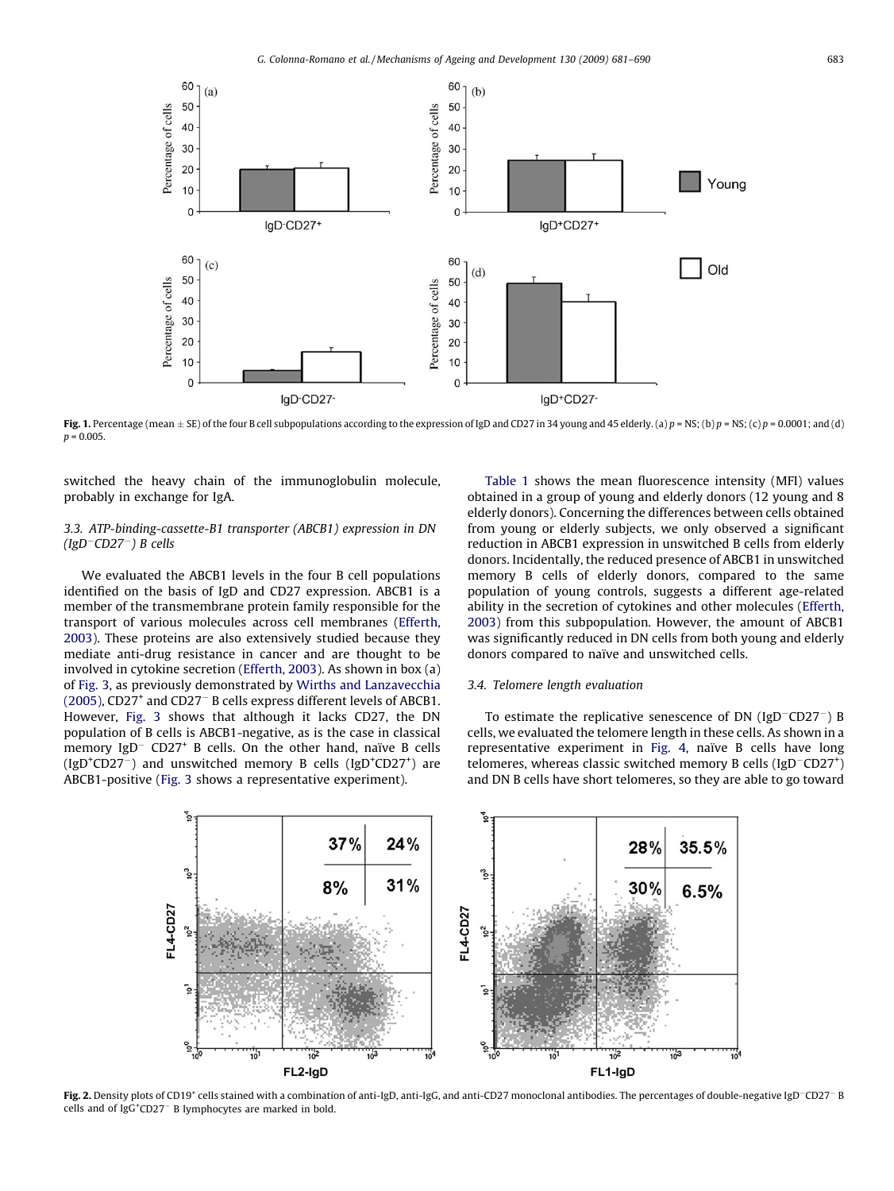**Fig. 1.** Percentage (mean ± SE) of the four B cell subpopulations according to the expression of IgD and CD27 in 34 young and 45 elderly. (a) $p$ = NS; (b) $p$ = NS; (c) $p$ = 0.0001; and (d) $p$ = 0.005.

switched the heavy chain of the immunoglobulin molecule, probably in exchange for IgA.

### 3.3. ATP-binding-cassette-B1 transporter (ABCB1) expression in DN (IgD⁻CD27⁻) B cells

We evaluated the ABCB1 levels in the four B cell populations identified on the basis of IgD and CD27 expression. ABCB1 is a member of the transmembrane protein family responsible for the transport of various molecules across cell membranes (Efferth, 2003). These proteins are also extensively studied because they mediate anti-drug resistance in cancer and are thought to be involved in cytokine secretion (Efferth, 2003). As shown in box (a) of Fig. 3, as previously demonstrated by Wirths and Lanzavecchia (2005), CD27⁺ and CD27⁻ B cells express different levels of ABCB1. However, Fig. 3 shows that although it lacks CD27, the DN population of B cells is ABCB1-negative, as is the case in classical memory IgD⁻ CD27⁺ B cells. On the other hand, naïve B cells (IgD⁺CD27⁻) and unswitched memory B cells (IgD⁺CD27⁺) are ABCB1-positive (Fig. 3 shows a representative experiment).

Table 1 shows the mean fluorescence intensity (MFI) values obtained in a group of young and elderly donors (12 young and 8 elderly donors). Concerning the differences between cells obtained from young or elderly subjects, we only observed a significant reduction in ABCB1 expression in unswitched B cells from elderly donors. Incidentally, the reduced presence of ABCB1 in unswitched memory B cells of elderly donors, compared to the same population of young controls, suggests a different age-related ability in the secretion of cytokines and other molecules (Efferth, 2003) from this subpopulation. However, the amount of ABCB1 was significantly reduced in DN cells from both young and elderly donors compared to naïve and unswitched cells.

### 3.4. Telomere length evaluation

To estimate the replicative senescence of DN (IgD⁻CD27⁻) B cells, we evaluated the telomere length in these cells. As shown in a representative experiment in Fig. 4, naïve B cells have long telomeres, whereas classic switched memory B cells (IgD⁻CD27⁺) and DN B cells have short telomeres, so they are able to go toward

**Fig. 2.** Density plots of CD19⁺ cells stained with a combination of anti-IgD, anti-IgG, and anti-CD27 monoclonal antibodies. The percentages of double-negative IgD⁻CD27⁻ B cells and of IgG⁺CD27⁻ B lymphocytes are marked in bold.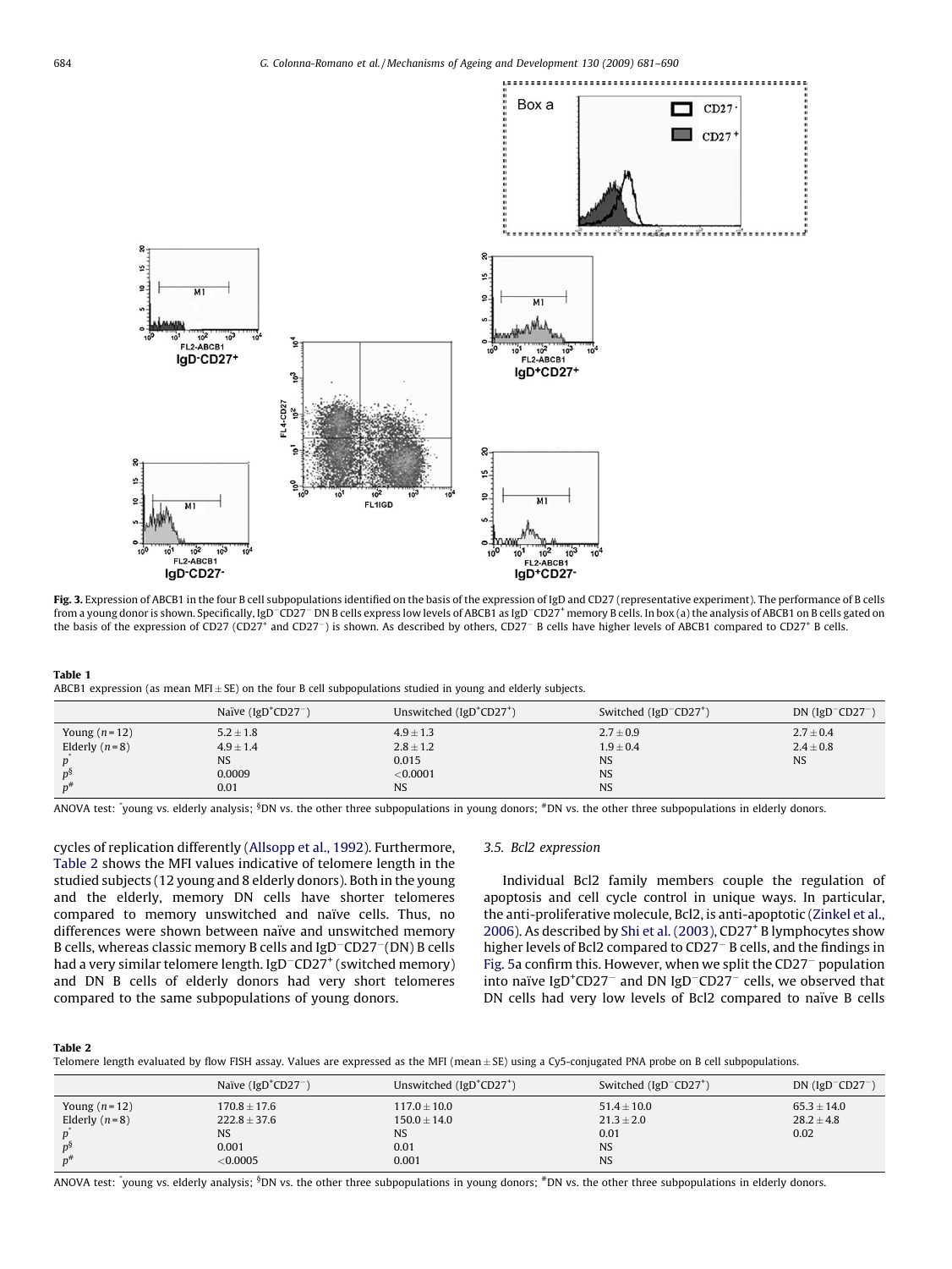**Fig. 3.** Expression of ABCB1 in the four B cell subpopulations identified on the basis of the expression of IgD and CD27 (representative experiment). The performance of B cells from a young donor is shown. Specifically, IgD$^-$CD27$^-$ DN B cells express low levels of ABCB1 as IgD$^-$CD27$^+$ memory B cells. In box (a) the analysis of ABCB1 on B cells gated on the basis of the expression of CD27 (CD27$^+$ and CD27$^-$) is shown. As described by others, CD27$^-$ B cells have higher levels of ABCB1 compared to CD27$^+$ B cells.

**Table 1**
ABCB1 expression (as mean MFI ± SE) on the four B cell subpopulations studied in young and elderly subjects.

| | Naïve (IgD$^+$CD27$^-$) | Unswitched (IgD$^+$CD27$^+$) | Switched (IgD$^-$CD27$^+$) | DN (IgD$^-$CD27$^-$) |
|---|---|---|---|---|
| Young ($n$ = 12) | 5.2 ± 1.8 | 4.9 ± 1.3 | 2.7 ± 0.9 | 2.7 ± 0.4 |
| Elderly ($n$ = 8) | 4.9 ± 1.4 | 2.8 ± 1.2 | 1.9 ± 0.4 | 2.4 ± 0.8 |
| $p^*$ | NS | 0.015 | NS | NS |
| $p^§$ | 0.0009 | <0.0001 | NS | |
| $p^\#$ | 0.01 | NS | NS | |

ANOVA test: *young vs. elderly analysis; §DN vs. the other three subpopulations in young donors; #DN vs. the other three subpopulations in elderly donors.

cycles of replication differently (Allsopp et al., 1992). Furthermore, Table 2 shows the MFI values indicative of telomere length in the studied subjects (12 young and 8 elderly donors). Both in the young and the elderly, memory DN cells have shorter telomeres compared to memory unswitched and naïve cells. Thus, no differences were shown between naïve and unswitched memory B cells, whereas classic memory B cells and IgD$^-$CD27$^-$(DN) B cells had a very similar telomere length. IgD$^-$CD27$^+$ (switched memory) and DN B cells of elderly donors had very short telomeres compared to the same subpopulations of young donors.

### 3.5. Bcl2 expression

Individual Bcl2 family members couple the regulation of apoptosis and cell cycle control in unique ways. In particular, the anti-proliferative molecule, Bcl2, is anti-apoptotic (Zinkel et al., 2006). As described by Shi et al. (2003), CD27$^+$ B lymphocytes show higher levels of Bcl2 compared to CD27$^-$ B cells, and the findings in Fig. 5a confirm this. However, when we split the CD27$^-$ population into naïve IgD$^+$CD27$^-$ and DN IgD$^-$CD27$^-$ cells, we observed that DN cells had very low levels of Bcl2 compared to naïve B cells

**Table 2**
Telomere length evaluated by flow FISH assay. Values are expressed as the MFI (mean ± SE) using a Cy5-conjugated PNA probe on B cell subpopulations.

| | Naïve (IgD$^+$CD27$^-$) | Unswitched (IgD$^+$CD27$^+$) | Switched (IgD$^-$CD27$^+$) | DN (IgD$^-$CD27$^-$) |
|---|---|---|---|---|
| Young ($n$ = 12) | 170.8 ± 17.6 | 117.0 ± 10.0 | 51.4 ± 10.0 | 65.3 ± 14.0 |
| Elderly ($n$ = 8) | 222.8 ± 37.6 | 150.0 ± 14.0 | 21.3 ± 2.0 | 28.2 ± 4.8 |
| $p^*$ | NS | NS | 0.01 | 0.02 |
| $p^§$ | 0.001 | 0.01 | NS | |
| $p^\#$ | <0.0005 | 0.001 | NS | |

ANOVA test: *young vs. elderly analysis; §DN vs. the other three subpopulations in young donors; #DN vs. the other three subpopulations in elderly donors.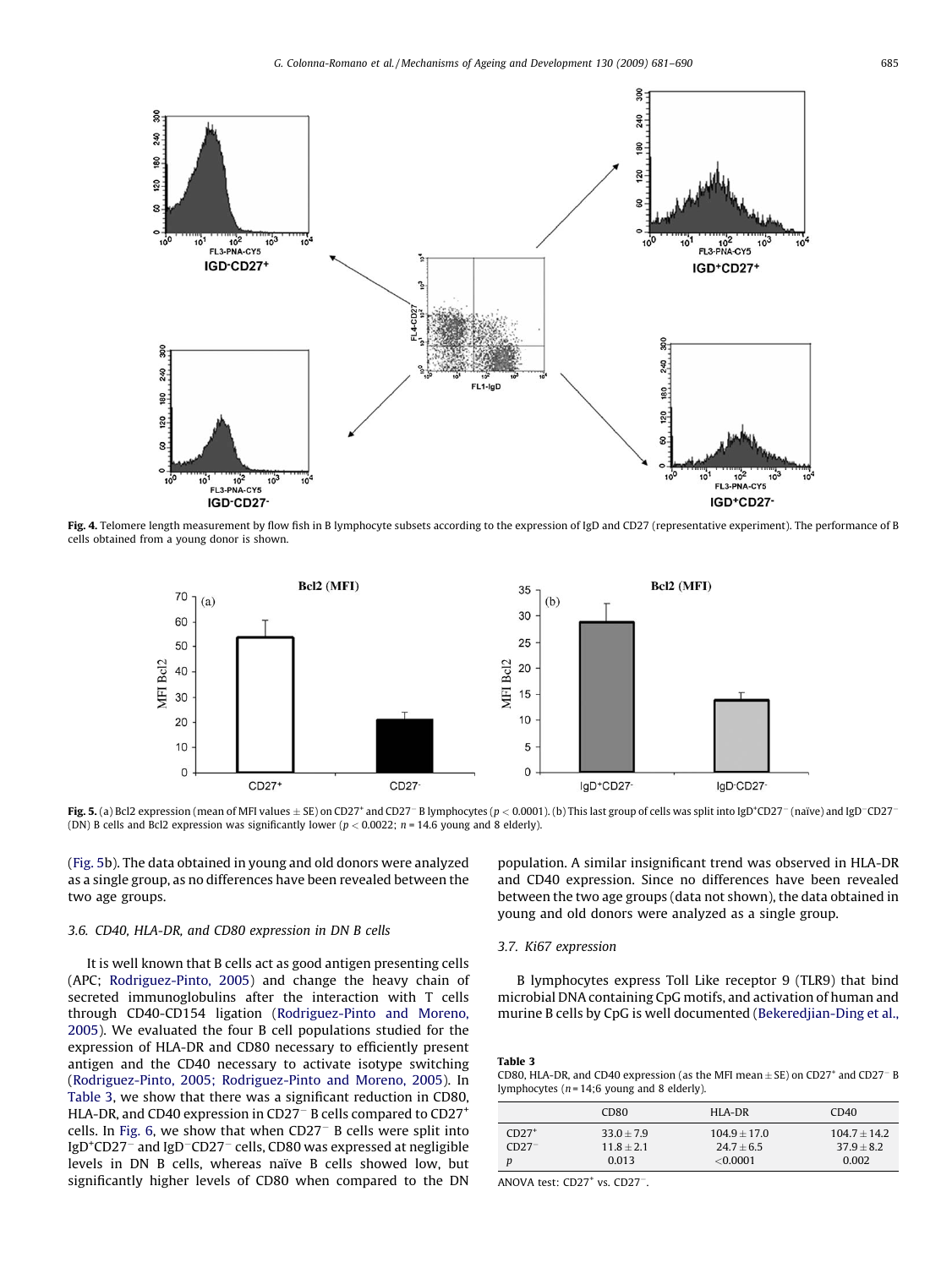Fig. 4. Telomere length measurement by flow fish in B lymphocyte subsets according to the expression of IgD and CD27 (representative experiment). The performance of B cells obtained from a young donor is shown.

Fig. 5. (a) Bcl2 expression (mean of MFI values ± SE) on CD27⁺ and CD27⁻ B lymphocytes ($p < 0.0001$). (b) This last group of cells was split into IgD⁺CD27⁻ (naïve) and IgD⁻CD27⁻ (DN) B cells and Bcl2 expression was significantly lower ($p < 0.0022$; $n = 14.6$ young and 8 elderly).

(Fig. 5b). The data obtained in young and old donors were analyzed as a single group, as no differences have been revealed between the two age groups.

### 3.6. CD40, HLA-DR, and CD80 expression in DN B cells

It is well known that B cells act as good antigen presenting cells (APC; Rodriguez-Pinto, 2005) and change the heavy chain of secreted immunoglobulins after the interaction with T cells through CD40-CD154 ligation (Rodriguez-Pinto and Moreno, 2005). We evaluated the four B cell populations studied for the expression of HLA-DR and CD80 necessary to efficiently present antigen and the CD40 necessary to activate isotype switching (Rodriguez-Pinto, 2005; Rodriguez-Pinto and Moreno, 2005). In Table 3, we show that there was a significant reduction in CD80, HLA-DR, and CD40 expression in CD27⁻ B cells compared to CD27⁺ cells. In Fig. 6, we show that when CD27⁻ B cells were split into IgD⁺CD27⁻ and IgD⁻CD27⁻ cells, CD80 was expressed at negligible levels in DN B cells, whereas naïve B cells showed low, but significantly higher levels of CD80 when compared to the DN population. A similar insignificant trend was observed in HLA-DR and CD40 expression. Since no differences have been revealed between the two age groups (data not shown), the data obtained in young and old donors were analyzed as a single group.

### 3.7. Ki67 expression

B lymphocytes express Toll Like receptor 9 (TLR9) that bind microbial DNA containing CpG motifs, and activation of human and murine B cells by CpG is well documented (Bekeredjian-Ding et al.,

**Table 3**
CD80, HLA-DR, and CD40 expression (as the MFI mean ± SE) on CD27⁺ and CD27⁻ B lymphocytes ($n = 14$;6 young and 8 elderly).

| | CD80 | HLA-DR | CD40 |
|---|---|---|---|
| CD27⁺ | 33.0 ± 7.9 | 104.9 ± 17.0 | 104.7 ± 14.2 |
| CD27⁻ | 11.8 ± 2.1 | 24.7 ± 6.5 | 37.9 ± 8.2 |
| $p$ | 0.013 | <0.0001 | 0.002 |

ANOVA test: CD27⁺ vs. CD27⁻.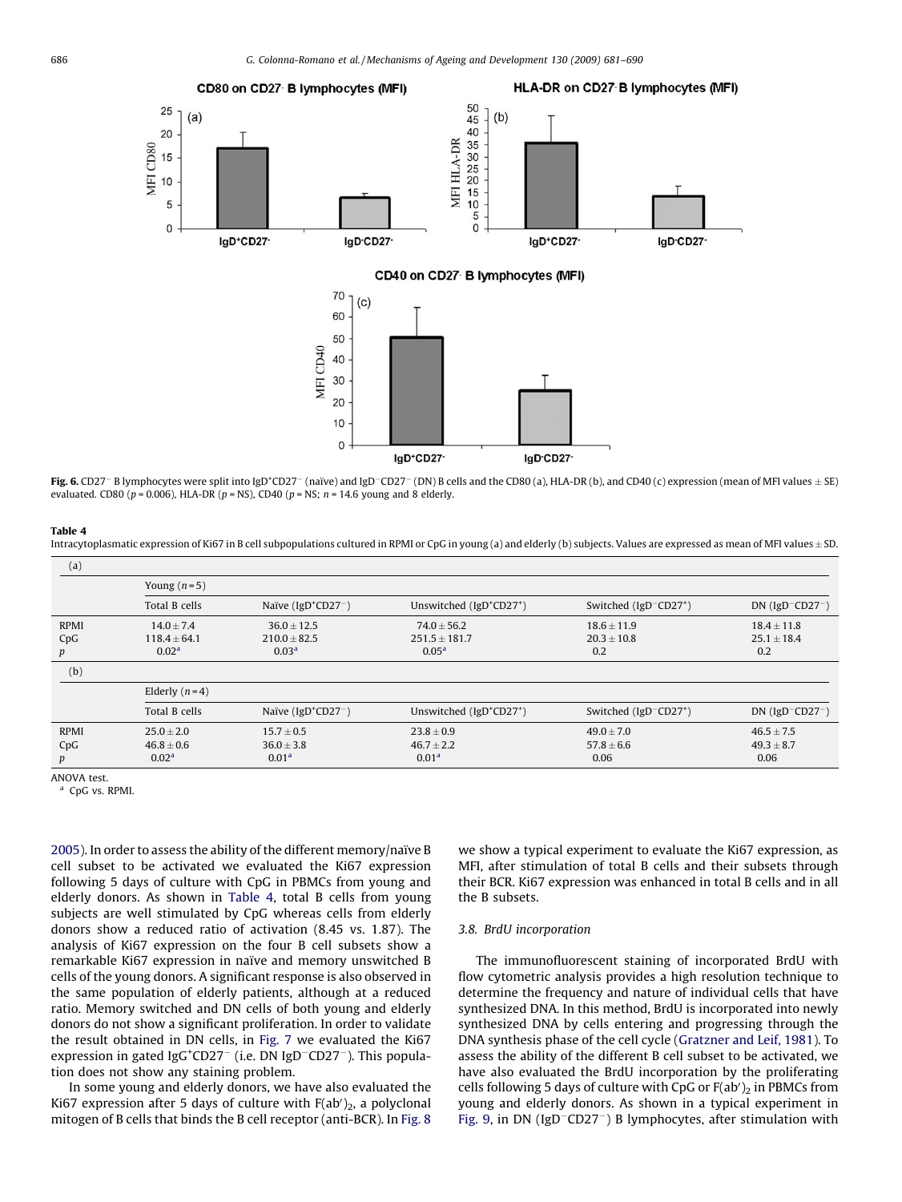CD80 on CD27⁻ B lymphocytes (MFI)

HLA-DR on CD27⁻ B lymphocytes (MFI)

CD40 on CD27⁻ B lymphocytes (MFI)

**Fig. 6.** CD27⁻ B lymphocytes were split into IgD⁺CD27⁻ (naïve) and IgD⁻CD27⁻ (DN) B cells and the CD80 (a), HLA-DR (b), and CD40 (c) expression (mean of MFI values ± SE) evaluated. CD80 ($p = 0.006$), HLA-DR ($p$ = NS), CD40 ($p$ = NS; $n$ = 14.6 young and 8 elderly.

**Table 4**

Intracytoplasmatic expression of Ki67 in B cell subpopulations cultured in RPMI or CpG in young (a) and elderly (b) subjects. Values are expressed as mean of MFI values ± SD.

| (a) | | | | | |
|---|---|---|---|---|---|
| | Young ($n$ = 5) | | | | |
| | Total B cells | Naïve (IgD⁺CD27⁻) | Unswitched (IgD⁺CD27⁺) | Switched (IgD⁻CD27⁺) | DN (IgD⁻CD27⁻) |
| RPMI | 14.0 ± 7.4 | 36.0 ± 12.5 | 74.0 ± 56.2 | 18.6 ± 11.9 | 18.4 ± 11.8 |
| CpG | 118.4 ± 64.1 | 210.0 ± 82.5 | 251.5 ± 181.7 | 20.3 ± 10.8 | 25.1 ± 18.4 |
| $p$ | 0.02[a] | 0.03[a] | 0.05[a] | 0.2 | 0.2 |
| **(b)** | | | | | |
| | Elderly ($n$ = 4) | | | | |
| | Total B cells | Naïve (IgD⁺CD27⁻) | Unswitched (IgD⁺CD27⁺) | Switched (IgD⁻CD27⁺) | DN (IgD⁻CD27⁻) |
| RPMI | 25.0 ± 2.0 | 15.7 ± 0.5 | 23.8 ± 0.9 | 49.0 ± 7.0 | 46.5 ± 7.5 |
| CpG | 46.8 ± 0.6 | 36.0 ± 3.8 | 46.7 ± 2.2 | 57.8 ± 6.6 | 49.3 ± 8.7 |
| $p$ | 0.02[a] | 0.01[a] | 0.01[a] | 0.06 | 0.06 |

ANOVA test.

[a] CpG vs. RPMI.

2005). In order to assess the ability of the different memory/naïve B cell subset to be activated we evaluated the Ki67 expression following 5 days of culture with CpG in PBMCs from young and elderly donors. As shown in Table 4, total B cells from young subjects are well stimulated by CpG whereas cells from elderly donors show a reduced ratio of activation (8.45 vs. 1.87). The analysis of Ki67 expression on the four B cell subsets show a remarkable Ki67 expression in naïve and memory unswitched B cells of the young donors. A significant response is also observed in the same population of elderly patients, although at a reduced ratio. Memory switched and DN cells of both young and elderly donors do not show a significant proliferation. In order to validate the result obtained in DN cells, in Fig. 7 we evaluated the Ki67 expression in gated IgG⁺CD27⁻ (i.e. DN IgD⁻CD27⁻). This population does not show any staining problem.

In some young and elderly donors, we have also evaluated the Ki67 expression after 5 days of culture with $F(ab')_2$, a polyclonal mitogen of B cells that binds the B cell receptor (anti-BCR). In Fig. 8 we show a typical experiment to evaluate the Ki67 expression, as MFI, after stimulation of total B cells and their subsets through their BCR. Ki67 expression was enhanced in total B cells and in all the B subsets.

### 3.8. BrdU incorporation

The immunofluorescent staining of incorporated BrdU with flow cytometric analysis provides a high resolution technique to determine the frequency and nature of individual cells that have synthesized DNA. In this method, BrdU is incorporated into newly synthesized DNA by cells entering and progressing through the DNA synthesis phase of the cell cycle (Gratzner and Leif, 1981). To assess the ability of the different B cell subset to be activated, we have also evaluated the BrdU incorporation by the proliferating cells following 5 days of culture with CpG or $F(ab')_2$ in PBMCs from young and elderly donors. As shown in a typical experiment in Fig. 9, in DN (IgD⁻CD27⁻) B lymphocytes, after stimulation with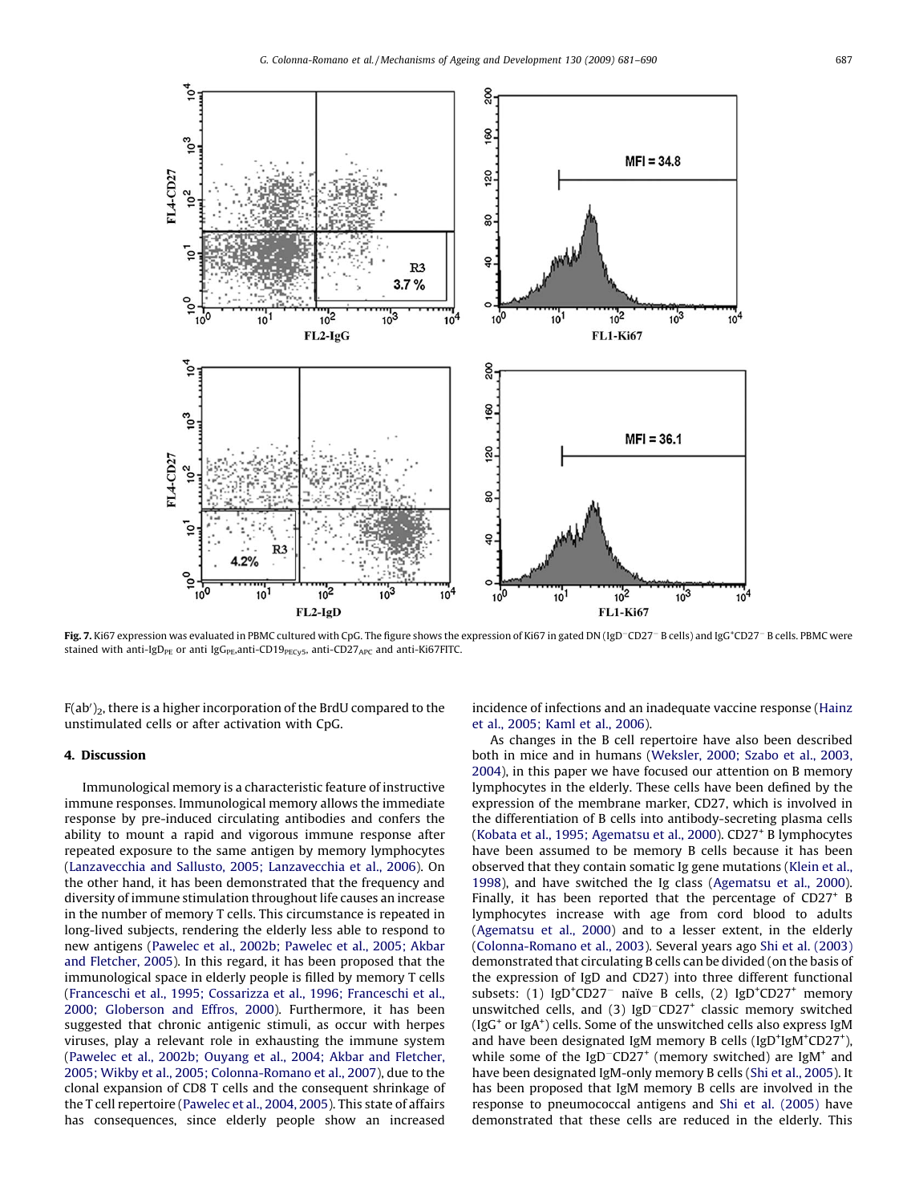**Fig. 7.** Ki67 expression was evaluated in PBMC cultured with CpG. The figure shows the expression of Ki67 in gated DN (IgD$^-$CD27$^-$ B cells) and IgG$^+$CD27$^-$ B cells. PBMC were stained with anti-IgD$_{PE}$ or anti IgG$_{PE}$,anti-CD19$_{PECy5}$, anti-CD27$_{APC}$ and anti-Ki67FITC.

F(ab′)$_2$, there is a higher incorporation of the BrdU compared to the unstimulated cells or after activation with CpG.

## 4. Discussion

Immunological memory is a characteristic feature of instructive immune responses. Immunological memory allows the immediate response by pre-induced circulating antibodies and confers the ability to mount a rapid and vigorous immune response after repeated exposure to the same antigen by memory lymphocytes (Lanzavecchia and Sallusto, 2005; Lanzavecchia et al., 2006). On the other hand, it has been demonstrated that the frequency and diversity of immune stimulation throughout life causes an increase in the number of memory T cells. This circumstance is repeated in long-lived subjects, rendering the elderly less able to respond to new antigens (Pawelec et al., 2002b; Pawelec et al., 2005; Akbar and Fletcher, 2005). In this regard, it has been proposed that the immunological space in elderly people is filled by memory T cells (Franceschi et al., 1995; Cossarizza et al., 1996; Franceschi et al., 2000; Globerson and Effros, 2000). Furthermore, it has been suggested that chronic antigenic stimuli, as occur with herpes viruses, play a relevant role in exhausting the immune system (Pawelec et al., 2002b; Ouyang et al., 2004; Akbar and Fletcher, 2005; Wikby et al., 2005; Colonna-Romano et al., 2007), due to the clonal expansion of CD8 T cells and the consequent shrinkage of the T cell repertoire (Pawelec et al., 2004, 2005). This state of affairs has consequences, since elderly people show an increased incidence of infections and an inadequate vaccine response (Hainz et al., 2005; Kaml et al., 2006).

As changes in the B cell repertoire have also been described both in mice and in humans (Weksler, 2000; Szabo et al., 2003, 2004), in this paper we have focused our attention on B memory lymphocytes in the elderly. These cells have been defined by the expression of the membrane marker, CD27, which is involved in the differentiation of B cells into antibody-secreting plasma cells (Kobata et al., 1995; Agematsu et al., 2000). CD27$^+$ B lymphocytes have been assumed to be memory B cells because it has been observed that they contain somatic Ig gene mutations (Klein et al., 1998), and have switched the Ig class (Agematsu et al., 2000). Finally, it has been reported that the percentage of CD27$^+$ B lymphocytes increase with age from cord blood to adults (Agematsu et al., 2000) and to a lesser extent, in the elderly (Colonna-Romano et al., 2003). Several years ago Shi et al. (2003) demonstrated that circulating B cells can be divided (on the basis of the expression of IgD and CD27) into three different functional subsets: (1) IgD$^+$CD27$^-$ naïve B cells, (2) IgD$^+$CD27$^+$ memory unswitched cells, and (3) IgD$^-$CD27$^+$ classic memory switched (IgG$^+$ or IgA$^+$) cells. Some of the unswitched cells also express IgM and have been designated IgM memory B cells (IgD$^+$IgM$^+$CD27$^+$), while some of the IgD$^-$CD27$^+$ (memory switched) are IgM$^+$ and have been designated IgM-only memory B cells (Shi et al., 2005). It has been proposed that IgM memory B cells are involved in the response to pneumococcal antigens and Shi et al. (2005) have demonstrated that these cells are reduced in the elderly. This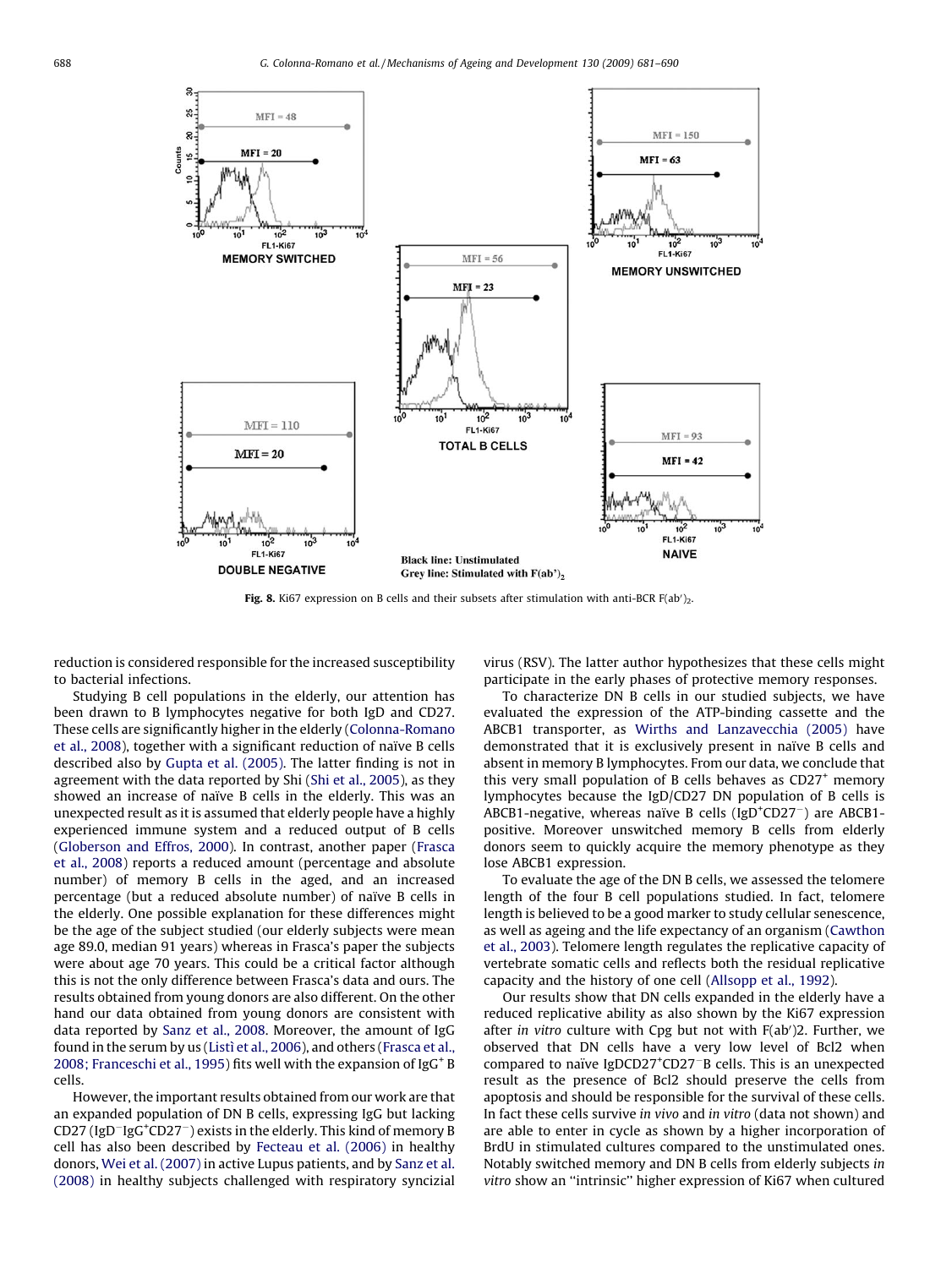Fig. 8. Ki67 expression on B cells and their subsets after stimulation with anti-BCR F(ab′)$_2$.

reduction is considered responsible for the increased susceptibility to bacterial infections.

Studying B cell populations in the elderly, our attention has been drawn to B lymphocytes negative for both IgD and CD27. These cells are significantly higher in the elderly (Colonna-Romano et al., 2008), together with a significant reduction of naïve B cells described also by Gupta et al. (2005). The latter finding is not in agreement with the data reported by Shi (Shi et al., 2005), as they showed an increase of naïve B cells in the elderly. This was an unexpected result as it is assumed that elderly people have a highly experienced immune system and a reduced output of B cells (Globerson and Effros, 2000). In contrast, another paper (Frasca et al., 2008) reports a reduced amount (percentage and absolute number) of memory B cells in the aged, and an increased percentage (but a reduced absolute number) of naïve B cells in the elderly. One possible explanation for these differences might be the age of the subject studied (our elderly subjects were mean age 89.0, median 91 years) whereas in Frasca's paper the subjects were about age 70 years. This could be a critical factor although this is not the only difference between Frasca's data and ours. The results obtained from young donors are also different. On the other hand our data obtained from young donors are consistent with data reported by Sanz et al., 2008. Moreover, the amount of IgG found in the serum by us (Listì et al., 2006), and others (Frasca et al., 2008; Franceschi et al., 1995) fits well with the expansion of IgG$^+$ B cells.

However, the important results obtained from our work are that an expanded population of DN B cells, expressing IgG but lacking CD27 (IgD$^-$IgG$^+$CD27$^-$) exists in the elderly. This kind of memory B cell has also been described by Fecteau et al. (2006) in healthy donors, Wei et al. (2007) in active Lupus patients, and by Sanz et al. (2008) in healthy subjects challenged with respiratory syncizial virus (RSV). The latter author hypothesizes that these cells might participate in the early phases of protective memory responses.

To characterize DN B cells in our studied subjects, we have evaluated the expression of the ATP-binding cassette and the ABCB1 transporter, as Wirths and Lanzavecchia (2005) have demonstrated that it is exclusively present in naïve B cells and absent in memory B lymphocytes. From our data, we conclude that this very small population of B cells behaves as CD27$^+$ memory lymphocytes because the IgD/CD27 DN population of B cells is ABCB1-negative, whereas naïve B cells (IgD$^+$CD27$^-$) are ABCB1-positive. Moreover unswitched memory B cells from elderly donors seem to quickly acquire the memory phenotype as they lose ABCB1 expression.

To evaluate the age of the DN B cells, we assessed the telomere length of the four B cell populations studied. In fact, telomere length is believed to be a good marker to study cellular senescence, as well as ageing and the life expectancy of an organism (Cawthon et al., 2003). Telomere length regulates the replicative capacity of vertebrate somatic cells and reflects both the residual replicative capacity and the history of one cell (Allsopp et al., 1992).

Our results show that DN cells expanded in the elderly have a reduced replicative ability as also shown by the Ki67 expression after *in vitro* culture with Cpg but not with F(ab′)2. Further, we observed that DN cells have a very low level of Bcl2 when compared to naïve IgDCD27$^+$CD27$^-$B cells. This is an unexpected result as the presence of Bcl2 should preserve the cells from apoptosis and should be responsible for the survival of these cells. In fact these cells survive *in vivo* and *in vitro* (data not shown) and are able to enter in cycle as shown by a higher incorporation of BrdU in stimulated cultures compared to the unstimulated ones. Notably switched memory and DN B cells from elderly subjects *in vitro* show an "intrinsic" higher expression of Ki67 when cultured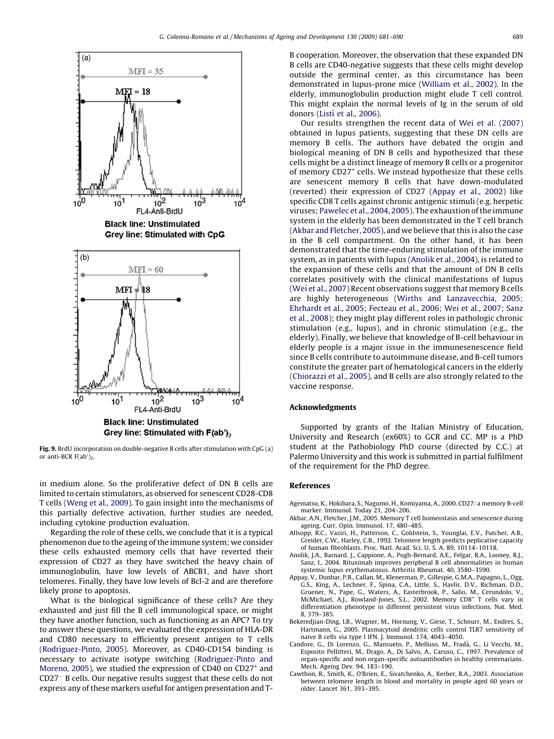Fig. 9. BrdU incorporation on double-negative B cells after stimulation with CpG (a) or anti-BCR F(ab′)$_2$.

in medium alone. So the proliferative defect of DN B cells are limited to certain stimulators, as observed for senescent CD28-CD8 T cells (Weng et al., 2009). To gain insight into the mechanisms of this partially defective activation, further studies are needed, including cytokine production evaluation.

Regarding the role of these cells, we conclude that it is a typical phenomenon due to the ageing of the immune system; we consider these cells exhausted memory cells that have reverted their expression of CD27 as they have switched the heavy chain of immunoglobulin, have low levels of ABCB1, and have short telomeres. Finally, they have low levels of Bcl-2 and are therefore likely prone to apoptosis.

What is the biological significance of these cells? Are they exhausted and just fill the B cell immunological space, or might they have another function, such as functioning as an APC? To try to answer these questions, we evaluated the expression of HLA-DR and CD80 necessary to efficiently present antigen to T cells (Rodriguez-Pinto, 2005). Moreover, as CD40-CD154 binding is necessary to activate isotype switching (Rodriguez-Pinto and Moreno, 2005), we studied the expression of CD40 on CD27$^+$ and CD27$^-$ B cells. Our negative results suggest that these cells do not express any of these markers useful for antigen presentation and T-B cooperation. Moreover, the observation that these expanded DN B cells are CD40-negative suggests that these cells might develop outside the germinal center, as this circumstance has been demonstrated in lupus-prone mice (William et al., 2002). In the elderly, immunoglobulin production might elude T cell control. This might explain the normal levels of Ig in the serum of old donors (Listì et al., 2006).

Our results strengthen the recent data of Wei et al. (2007) obtained in lupus patients, suggesting that these DN cells are memory B cells. The authors have debated the origin and biological meaning of DN B cells and hypothesized that these cells might be a distinct lineage of memory B cells or a progenitor of memory CD27$^+$ cells. We instead hypothesize that these cells are senescent memory B cells that have down-modulated (reverted) their expression of CD27 (Appay et al., 2002) like specific CD8 T cells against chronic antigenic stimuli (e.g. herpetic viruses; Pawelec et al., 2004, 2005). The exhaustion of the immune system in the elderly has been demonstrated in the T cell branch (Akbar and Fletcher, 2005), and we believe that this is also the case in the B cell compartment. On the other hand, it has been demonstrated that the time-enduring stimulation of the immune system, as in patients with lupus (Anolik et al., 2004), is related to the expansion of these cells and that the amount of DN B cells correlates positively with the clinical manifestations of lupus (Wei et al., 2007) Recent observations suggest that memory B cells are highly heterogeneous (Wirths and Lanzavecchia, 2005; Ehrhardt et al., 2005; Fecteau et al., 2006; Wei et al., 2007; Sanz et al., 2008); they might play different roles in pathologic chronic stimulation (e.g., lupus), and in chronic stimulation (e.g., the elderly). Finally, we believe that knowledge of B-cell behaviour in elderly people is a major issue in the immunesenescence field since B cells contribute to autoimmune disease, and B-cell tumors constitute the greater part of hematological cancers in the elderly (Chiorazzi et al., 2005), and B cells are also strongly related to the vaccine response.

## Acknowledgments

Supported by grants of the Italian Ministry of Education, University and Research (ex60%) to GCR and CC. MP is a PhD student at the Pathobiology PhD course (directed by C.C.) at Palermo University and this work is submitted in partial fulfilment of the requirement for the PhD degree.

## References

Agematsu, K., Hokibara, S., Nagumo, H., Komiyama, A., 2000. CD27: a memory B-cell marker. Immunol. Today 21, 204–206.

Akbar, A.N., Fletcher, J.M., 2005. Memory T cell homeostasis and senescence during ageing. Curr. Opin. Immunol. 17, 480–485.

Allsopp, R.C., Vaziri, H., Patterson, C., Goldstein, S., Younglai, E.V., Futcher, A.B., Greider, C.W., Harley, C.B., 1992. Telomere length predicts peplicative capacity of human fibroblasts. Proc. Natl. Acad. Sci. U. S. A. 89, 10114–10118.

Anolik, J.A., Barnard, J., Cappione, A., Pugh-Bernard, A.E., Felgar, R.A., Looney, R.J., Sanz, I., 2004. Rituximab improves peripheral B cell abnormalities in human systemic lupus erythematosus. Arthritis Rheumat. 40, 3580–3590.

Appay, V., Dunbar, P.R., Callan, M., Klenerman, P., Gillespie, G.M.A., Papagno, L., Ogg, G.S., King, A., Lechner, F., Spina, C.A., Little, S., Havlir, D.V., Richman, D.D., Gruener, N., Pape, G., Waters, A., Easterbrook, P., Salio, M., Cerundolo, V., McMichael, A.J., Rowland-Jones, S.L., 2002. Memory CD8$^+$ T cells vary in differentiation phenotype in different persistent virus infections. Nat. Med. 8, 379–385.

Bekeredjian-Ding, I.B., Wagner, M., Hornung, V., Giese, T., Schnurr, M., Endres, S., Hartmann, G., 2005. Plasmacytoid dendritic cells control TLR7 sensitivity of naive B cells via type I IFN. J. Immunol. 174, 4043–4050.

Candore, G., Di Lorenzo, G., Mansueto, P., Melluso, M., Fradà, G., Li Vecchi, M., Esposito Pellitteri, M., Drago, A., Di Salvo, A., Caruso, C., 1997. Prevalence of organ-specific and non organ-specific autoantibodies in healthy centenarians. Mech. Ageing Dev. 94, 183–190.

Cawthon, R., Smith, K., O'Brien, E., Sivatchenko, A., Kerber, R.A., 2003. Association between telomere length in blood and mortality in people aged 60 years or older. Lancet 361, 393–395.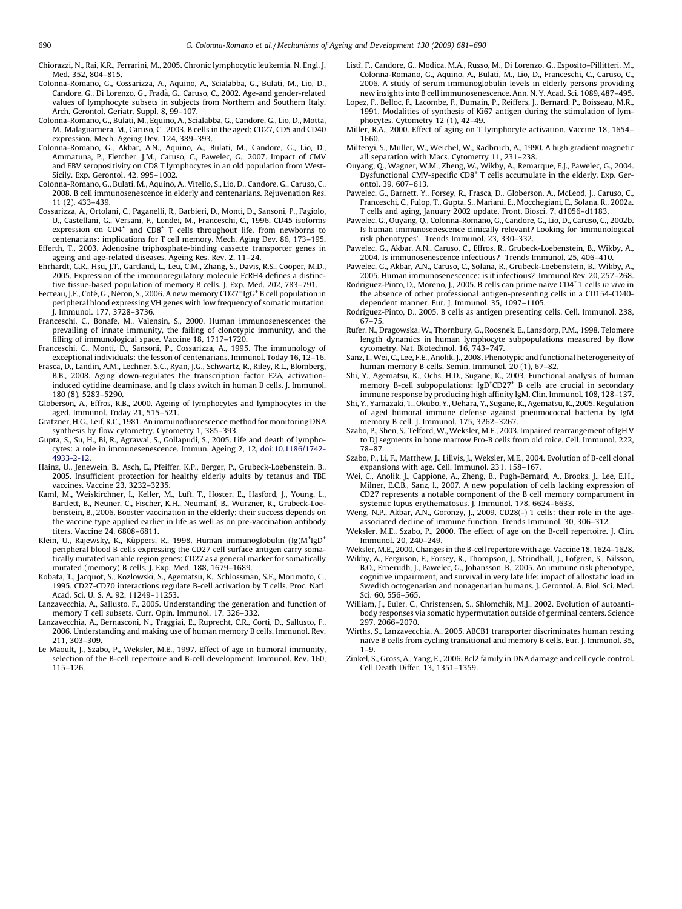Chiorazzi, N., Rai, K.R., Ferrarini, M., 2005. Chronic lymphocytic leukemia. N. Engl. J. Med. 352, 804–815.

Colonna-Romano, G., Cossarizza, A., Aquino, A., Scialabba, G., Bulati, M., Lio, D., Candore, G., Di Lorenzo, G., Fradà, G., Caruso, C., 2002. Age-and gender-related values of lymphocyte subsets in subjects from Northern and Southern Italy. Arch. Gerontol. Geriatr. Suppl. 8, 99–107.

Colonna-Romano, G., Bulati, M., Equino, A., Scialabba, G., Candore, G., Lio, D., Motta, M., Malaguarnera, M., Caruso, C., 2003. B cells in the aged: CD27, CD5 and CD40 expression. Mech. Ageing Dev. 124, 389–393.

Colonna-Romano, G., Akbar, A.N., Aquino, A., Bulati, M., Candore, G., Lio, D., Ammatuna, P., Fletcher, J.M., Caruso, C., Pawelec, G., 2007. Impact of CMV and EBV seropositivity on CD8 T lymphocytes in an old population from West-Sicily. Exp. Gerontol. 42, 995–1002.

Colonna-Romano, G., Bulati, M., Aquino, A., Vitello, S., Lio, D., Candore, G., Caruso, C., 2008. B cell immunosenescence in elderly and centenarians. Rejuvenation Res. 11 (2), 433–439.

Cossarizza, A., Ortolani, C., Paganelli, R., Barbieri, D., Monti, D., Sansoni, P., Fagiolo, U., Castellani, G., Versani, F., Londei, M., Franceschi, C., 1996. CD45 isoforms expression on CD4+ and CD8+ T cells throughout life, from newborns to centenarians: implications for T cell memory. Mech. Aging Dev. 86, 173–195.

Efferth, T., 2003. Adenosine triphosphate-binding cassette transporter genes in ageing and age-related diseases. Ageing Res. Rev. 2, 11–24.

Ehrhardt, G.R., Hsu, J.T., Gartland, L., Leu, C.M., Zhang, S., Davis, R.S., Cooper, M.D., 2005. Expression of the immunoregulatory molecule FcRH4 defines a distinctive tissue-based population of memory B cells. J. Exp. Med. 202, 783–791.

Fecteau, J.F., Coté, G., Néron, S., 2006. A new memory CD27−IgG+ B cell population in peripheral blood expressing VH genes with low frequency of somatic mutation. J. Immunol. 177, 3728–3736.

Franceschi, C., Bonafe, M., Valensin, S., 2000. Human immunosenescence: the prevailing of innate immunity, the failing of clonotypic immunity, and the filling of immunological space. Vaccine 18, 1717–1720.

Franceschi, C., Monti, D., Sansoni, P., Cossarizza, A., 1995. The immunology of exceptional individuals: the lesson of centenarians. Immunol. Today 16, 12–16.

Frasca, D., Landin, A.M., Lechner, S.C., Ryan, J.G., Schwartz, R., Riley, R.L., Blomberg, B.B., 2008. Aging down-regulates the transcription factor E2A, activation-induced cytidine deaminase, and Ig class switch in human B cells. J. Immunol. 180 (8), 5283–5290.

Globerson, A., Effros, R.B., 2000. Ageing of lymphocytes and lymphocytes in the aged. Immunol. Today 21, 515–521.

Gratzner, H.G., Leif, R.C., 1981. An immunofluorescence method for monitoring DNA synthesis by flow cytometry. Cytometry 1, 385–393.

Gupta, S., Su, H., Bi, R., Agrawal, S., Gollapudi, S., 2005. Life and death of lymphocytes: a role in immunesenescence. Immun. Ageing 2, 12, doi:10.1186/1742-4933-2-12.

Hainz, U., Jenewein, B., Asch, E., Pfeiffer, K.P., Berger, P., Grubeck-Loebenstein, B., 2005. Insufficient protection for healthy elderly adults by tetanus and TBE vaccines. Vaccine 23, 3232–3235.

Kaml, M., Weiskirchner, I., Keller, M., Luft, T., Hoster, E., Hasford, J., Young, L., Bartlett, B., Neuner, C., Fischer, K.H., Neumanf, B., Wurzner, R., Grubeck-Loebenstein, B., 2006. Booster vaccination in the elderly: their success depends on the vaccine type applied earlier in life as well as on pre-vaccination antibody titers. Vaccine 24, 6808–6811.

Klein, U., Rajewsky, K., Küppers, R., 1998. Human immunoglobulin (Ig)M+IgD+ peripheral blood B cells expressing the CD27 cell surface antigen carry somatically mutated variable region genes: CD27 as a general marker for somatically mutated (memory) B cells. J. Exp. Med. 188, 1679–1689.

Kobata, T., Jacquot, S., Kozlowski, S., Agematsu, K., Schlossman, S.F., Morimoto, C., 1995. CD27-CD70 interactions regulate B-cell activation by T cells. Proc. Natl. Acad. Sci. U. S. A. 92, 11249–11253.

Lanzavecchia, A., Sallusto, F., 2005. Understanding the generation and function of memory T cell subsets. Curr. Opin. Immunol. 17, 326–332.

Lanzavecchia, A., Bernasconi, N., Traggiai, E., Ruprecht, C.R., Corti, D., Sallusto, F., 2006. Understanding and making use of human memory B cells. Immunol. Rev. 211, 303–309.

Le Maoult, J., Szabo, P., Weksler, M.E., 1997. Effect of age in humoral immunity, selection of the B-cell repertoire and B-cell development. Immunol. Rev. 160, 115–126.

Listì, F., Candore, G., Modica, M.A., Russo, M., Di Lorenzo, G., Esposito–Pillitteri, M., Colonna-Romano, G., Aquino, A., Bulati, M., Lio, D., Franceschi, C., Caruso, C., 2006. A study of serum immunoglobulin levels in elderly persons providing new insights into B cell immunosenescence. Ann. N. Y. Acad. Sci. 1089, 487–495.

Lopez, F., Belloc, F., Lacombe, F., Dumain, P., Reiffers, J., Bernard, P., Boisseau, M.R., 1991. Modalities of synthesis of Ki67 antigen during the stimulation of lymphocytes. Cytometry 12 (1), 42–49.

Miller, R.A., 2000. Effect of aging on T lymphocyte activation. Vaccine 18, 1654–1660.

Miltenyi, S., Muller, W., Weichel, W., Radbruch, A., 1990. A high gradient magnetic all separation with Macs. Cytometry 11, 231–238.

Ouyang, Q., Wagner, W.M., Zheng, W., Wikby, A., Remarque, E.J., Pawelec, G., 2004. Dysfunctional CMV-specific CD8+ T cells accumulate in the elderly. Exp. Gerontol. 39, 607–613.

Pawelec, G., Barnett, Y., Forsey, R., Frasca, D., Globerson, A., McLeod, J., Caruso, C., Franceschi, C., Fulop, T., Gupta, S., Mariani, E., Mocchegiani, E., Solana, R., 2002a. T cells and aging, January 2002 update. Front. Biosci. 7, d1056–d1183.

Pawelec, G., Ouyang, Q., Colonna-Romano, G., Candore, G., Lio, D., Caruso, C., 2002b. Is human immunosenescence clinically relevant? Looking for 'immunological risk phenotypes'. Trends Immunol. 23, 330–332.

Pawelec, G., Akbar, A.N., Caruso, C., Effros, R., Grubeck-Loebenstein, B., Wikby, A., 2004. Is immunosenescence infectious? Trends Immunol. 25, 406–410.

Pawelec, G., Akbar, A.N., Caruso, C., Solana, R., Grubeck-Loebenstein, B., Wikby, A., 2005. Human immunosenescence: is it infectious? Immunol Rev. 20, 257–268.

Rodriguez-Pinto, D., Moreno, J., 2005. B cells can prime naive CD4+ T cells *in vivo* in the absence of other professional antigen-presenting cells in a CD154-CD40-dependent manner. Eur. J. Immunol. 35, 1097–1105.

Rodriguez-Pinto, D., 2005. B cells as antigen presenting cells. Cell. Immunol. 238, 67–75.

Rufer, N., Dragowska, W., Thornbury, G., Roosnek, E., Lansdorp, P.M., 1998. Telomere length dynamics in human lymphocyte subpopulations measured by flow cytometry. Nat. Biotechnol. 16, 743–747.

Sanz, I., Wei, C., Lee, F.E., Anolik, J., 2008. Phenotypic and functional heterogeneity of human memory B cells. Semin. Immunol. 20 (1), 67–82.

Shi, Y., Agematsu, K., Ochs, H.D., Sugane, K., 2003. Functional analysis of human memory B-cell subpopulations: IgD+CD27+ B cells are crucial in secondary immune response by producing high affinity IgM. Clin. Immunol. 108, 128–137.

Shi, Y., Yamazaki, T., Okubo, Y., Uehara, Y., Sugane, K., Agematsu, K., 2005. Regulation of aged humoral immune defense against pneumococcal bacteria by IgM memory B cell. J. Immunol. 175, 3262–3267.

Szabo, P., Shen, S., Telford, W., Weksler, M.E., 2003. Impaired rearrangement of IgH V to DJ segments in bone marrow Pro-B cells from old mice. Cell. Immunol. 222, 78–87.

Szabo, P., Li, F., Matthew, J., Lillvis, J., Weksler, M.E., 2004. Evolution of B-cell clonal expansions with age. Cell. Immunol. 231, 158–167.

Wei, C., Anolik, J., Cappione, A., Zheng, B., Pugh-Bernard, A., Brooks, J., Lee, E.H., Milner, E.C.B., Sanz, I., 2007. A new population of cells lacking expression of CD27 represents a notable component of the B cell memory compartment in systemic lupus erythematosus. J. Immunol. 178, 6624–6633.

Weng, N.P., Akbar, A.N., Goronzy, J., 2009. CD28(-) T cells: their role in the age-associated decline of immune function. Trends Immunol. 30, 306–312.

Weksler, M.E., Szabo, P., 2000. The effect of age on the B-cell repertoire. J. Clin. Immunol. 20, 240–249.

Weksler, M.E., 2000. Changes in the B-cell repertoire with age. Vaccine 18, 1624–1628.

Wikby, A., Ferguson, F., Forsey, R., Thompson, J., Strindhall, J., Lofgren, S., Nilsson, B.O., Ernerudh, J., Pawelec, G., Johansson, B., 2005. An immune risk phenotype, cognitive impairment, and survival in very late life: impact of allostatic load in Swedish octogenarian and nonagenarian humans. J. Gerontol. A. Biol. Sci. Med. Sci. 60, 556–565.

William, J., Euler, C., Christensen, S., Shlomchik, M.J., 2002. Evolution of autoantibody responses via somatic hypermutation outside of germinal centers. Science 297, 2066–2070.

Wirths, S., Lanzavecchia, A., 2005. ABCB1 transporter discriminates human resting naïve B cells from cycling transitional and memory B cells. Eur. J. Immunol. 35, 1–9.

Zinkel, S., Gross, A., Yang, E., 2006. Bcl2 family in DNA damage and cell cycle control. Cell Death Differ. 13, 1351–1359.